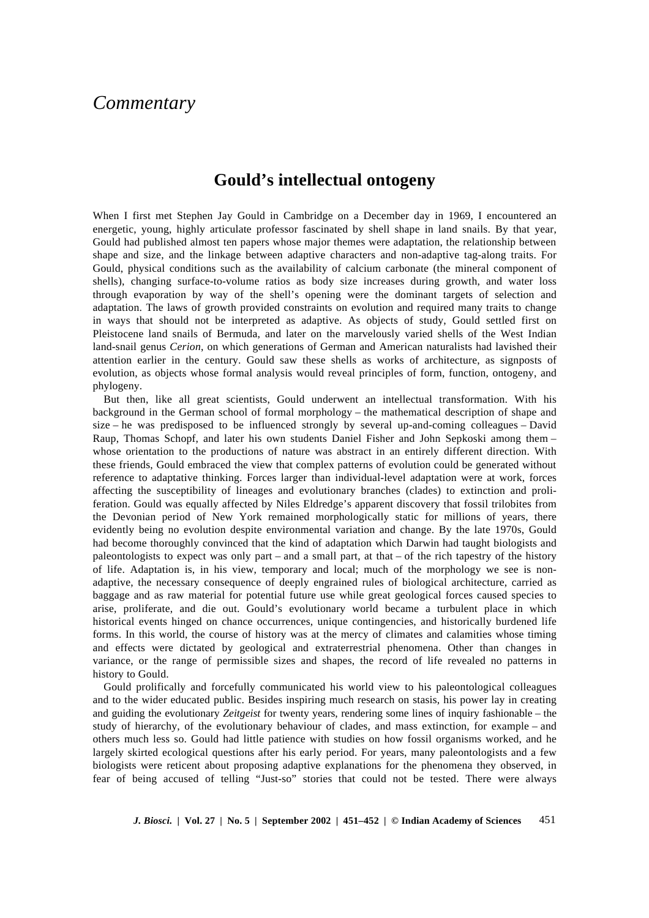# *Commentary*

## Gould's intellectual ontogeny

When I first met Stephen Jay Gould in Cambridge on a December day in 1969, I encountered an energetic, young, highly articulate professor fascinated by shell shape in land snails. By that year, Gould had published almost ten papers whose major themes were adaptation, the relationship between shape and size, and the linkage between adaptive characters and non-adaptive tag-along traits. For Gould, physical conditions such as the availability of calcium carbonate (the mineral component of shells), changing surface-to-volume ratios as body size increases during growth, and water loss through evaporation by way of the shell's opening were the dominant targets of selection and adaptation. The laws of growth provided constraints on evolution and required many traits to change in ways that should not be interpreted as adaptive. As objects of study, Gould settled first on Pleistocene land snails of Bermuda, and later on the marvelously varied shells of the West Indian land-snail genus *Cerion*, on which generations of German and American naturalists had lavished their attention earlier in the century. Gould saw these shells as works of architecture, as signposts of evolution, as objects whose formal analysis would reveal principles of form, function, ontogeny, and phylogeny.

But then, like all great scientists, Gould underwent an intellectual transformation. With his background in the German school of formal morphology – the mathematical description of shape and size – he was predisposed to be influenced strongly by several up-and-coming colleagues – David Raup, Thomas Schopf, and later his own students Daniel Fisher and John Sepkoski among them – whose orientation to the productions of nature was abstract in an entirely different direction. With these friends, Gould embraced the view that complex patterns of evolution could be generated without reference to adaptative thinking. Forces larger than individual-level adaptation were at work, forces affecting the susceptibility of lineages and evolutionary branches (clades) to extinction and proliferation. Gould was equally affected by Niles Eldredge's apparent discovery that fossil trilobites from the Devonian period of New York remained morphologically static for millions of years, there evidently being no evolution despite environmental variation and change. By the late 1970s, Gould had become thoroughly convinced that the kind of adaptation which Darwin had taught biologists and paleontologists to expect was only part – and a small part, at that – of the rich tapestry of the history of life. Adaptation is, in his view, temporary and local; much of the morphology we see is non-adaptive, the necessary consequence of deeply engrained rules of biological architecture, carried as baggage and as raw material for potential future use while great geological forces caused species to arise, proliferate, and die out. Gould's evolutionary world became a turbulent place in which historical events hinged on chance occurrences, unique contingencies, and historically burdened life forms. In this world, the course of history was at the mercy of climates and calamities whose timing and effects were dictated by geological and extraterrestrial phenomena. Other than changes in variance, or the range of permissible sizes and shapes, the record of life revealed no patterns in history to Gould.

Gould prolifically and forcefully communicated his world view to his paleontological colleagues and to the wider educated public. Besides inspiring much research on stasis, his power lay in creating and guiding the evolutionary *Zeitgeist* for twenty years, rendering some lines of inquiry fashionable – the study of hierarchy, of the evolutionary behaviour of clades, and mass extinction, for example – and others much less so. Gould had little patience with studies on how fossil organisms worked, and he largely skirted ecological questions after his early period. For years, many paleontologists and a few biologists were reticent about proposing adaptive explanations for the phenomena they observed, in fear of being accused of telling "Just-so" stories that could not be tested. There were always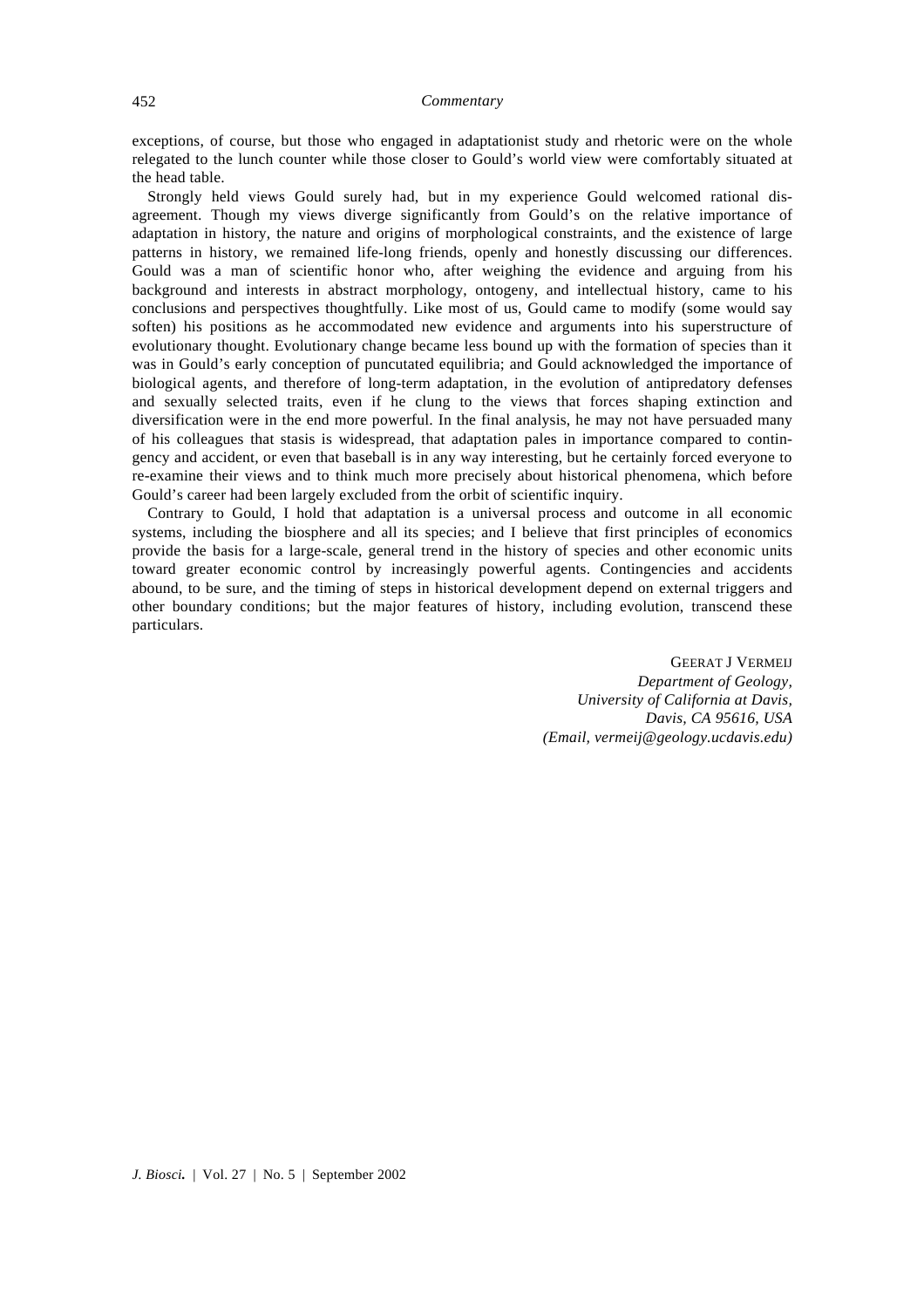exceptions, of course, but those who engaged in adaptationist study and rhetoric were on the whole relegated to the lunch counter while those closer to Gould's world view were comfortably situated at the head table.

Strongly held views Gould surely had, but in my experience Gould welcomed rational disagreement. Though my views diverge significantly from Gould's on the relative importance of adaptation in history, the nature and origins of morphological constraints, and the existence of large patterns in history, we remained life-long friends, openly and honestly discussing our differences. Gould was a man of scientific honor who, after weighing the evidence and arguing from his background and interests in abstract morphology, ontogeny, and intellectual history, came to his conclusions and perspectives thoughtfully. Like most of us, Gould came to modify (some would say soften) his positions as he accommodated new evidence and arguments into his superstructure of evolutionary thought. Evolutionary change became less bound up with the formation of species than it was in Gould's early conception of puncutated equilibria; and Gould acknowledged the importance of biological agents, and therefore of long-term adaptation, in the evolution of antipredatory defenses and sexually selected traits, even if he clung to the views that forces shaping extinction and diversification were in the end more powerful. In the final analysis, he may not have persuaded many of his colleagues that stasis is widespread, that adaptation pales in importance compared to contingency and accident, or even that baseball is in any way interesting, but he certainly forced everyone to re-examine their views and to think much more precisely about historical phenomena, which before Gould's career had been largely excluded from the orbit of scientific inquiry.

Contrary to Gould, I hold that adaptation is a universal process and outcome in all economic systems, including the biosphere and all its species; and I believe that first principles of economics provide the basis for a large-scale, general trend in the history of species and other economic units toward greater economic control by increasingly powerful agents. Contingencies and accidents abound, to be sure, and the timing of steps in historical development depend on external triggers and other boundary conditions; but the major features of history, including evolution, transcend these particulars.

GEERAT J VERMEIJ
*Department of Geology,*
*University of California at Davis,*
*Davis, CA 95616, USA*
*(Email, vermeij@geology.ucdavis.edu)*